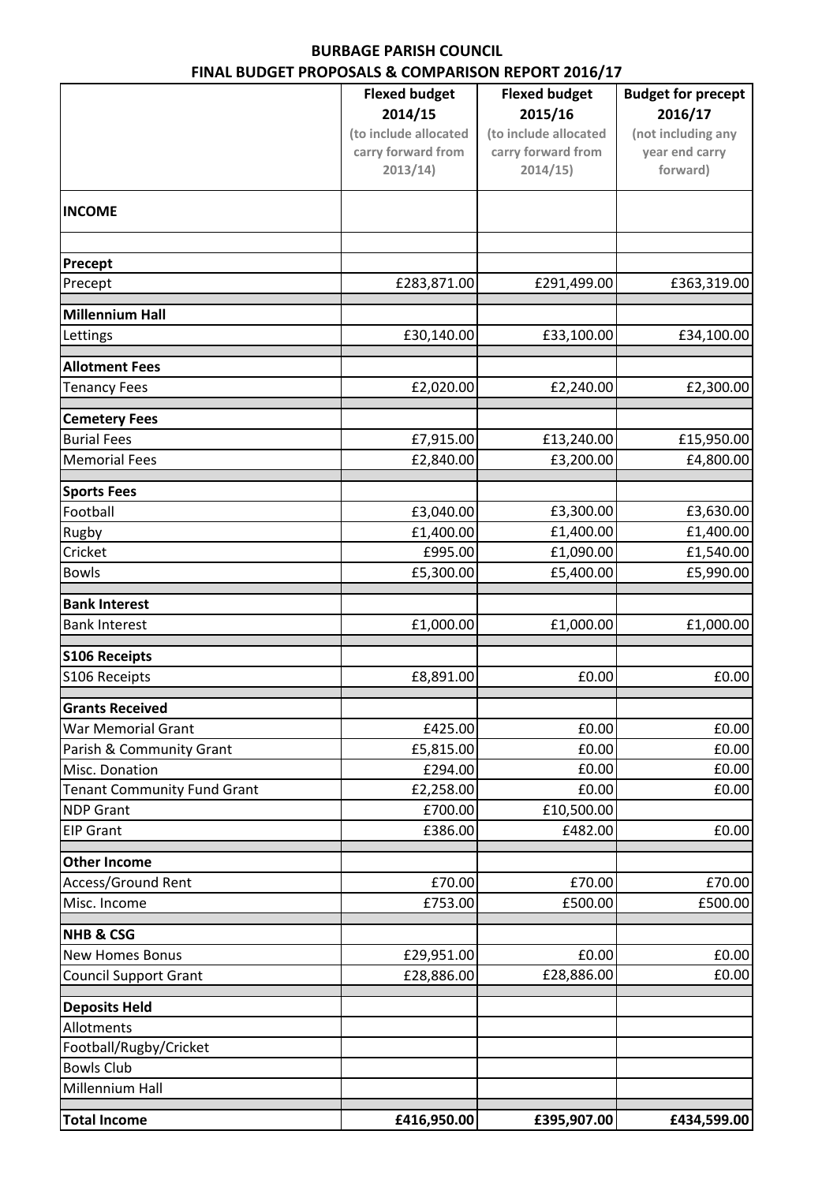# BURBAGE PARISH COUNCIL

## FINAL BUDGET PROPOSALS & COMPARISON REPORT 2016/17

| | Flexed budget 2014/15 (to include allocated carry forward from 2013/14) | Flexed budget 2015/16 (to include allocated carry forward from 2014/15) | Budget for precept 2016/17 (not including any year end carry forward) |
|---|---|---|---|
| **INCOME** | | | |
| | | | |
| **Precept** | | | |
| Precept | £283,871.00 | £291,499.00 | £363,319.00 |
| **Millennium Hall** | | | |
| Lettings | £30,140.00 | £33,100.00 | £34,100.00 |
| **Allotment Fees** | | | |
| Tenancy Fees | £2,020.00 | £2,240.00 | £2,300.00 |
| **Cemetery Fees** | | | |
| Burial Fees | £7,915.00 | £13,240.00 | £15,950.00 |
| Memorial Fees | £2,840.00 | £3,200.00 | £4,800.00 |
| **Sports Fees** | | | |
| Football | £3,040.00 | £3,300.00 | £3,630.00 |
| Rugby | £1,400.00 | £1,400.00 | £1,400.00 |
| Cricket | £995.00 | £1,090.00 | £1,540.00 |
| Bowls | £5,300.00 | £5,400.00 | £5,990.00 |
| **Bank Interest** | | | |
| Bank Interest | £1,000.00 | £1,000.00 | £1,000.00 |
| **S106 Receipts** | | | |
| S106 Receipts | £8,891.00 | £0.00 | £0.00 |
| **Grants Received** | | | |
| War Memorial Grant | £425.00 | £0.00 | £0.00 |
| Parish & Community Grant | £5,815.00 | £0.00 | £0.00 |
| Misc. Donation | £294.00 | £0.00 | £0.00 |
| Tenant Community Fund Grant | £2,258.00 | £0.00 | £0.00 |
| NDP Grant | £700.00 | £10,500.00 | |
| EIP Grant | £386.00 | £482.00 | £0.00 |
| **Other Income** | | | |
| Access/Ground Rent | £70.00 | £70.00 | £70.00 |
| Misc. Income | £753.00 | £500.00 | £500.00 |
| **NHB & CSG** | | | |
| New Homes Bonus | £29,951.00 | £0.00 | £0.00 |
| Council Support Grant | £28,886.00 | £28,886.00 | £0.00 |
| **Deposits Held** | | | |
| Allotments | | | |
| Football/Rugby/Cricket | | | |
| Bowls Club | | | |
| Millennium Hall | | | |
| **Total Income** | **£416,950.00** | **£395,907.00** | **£434,599.00** |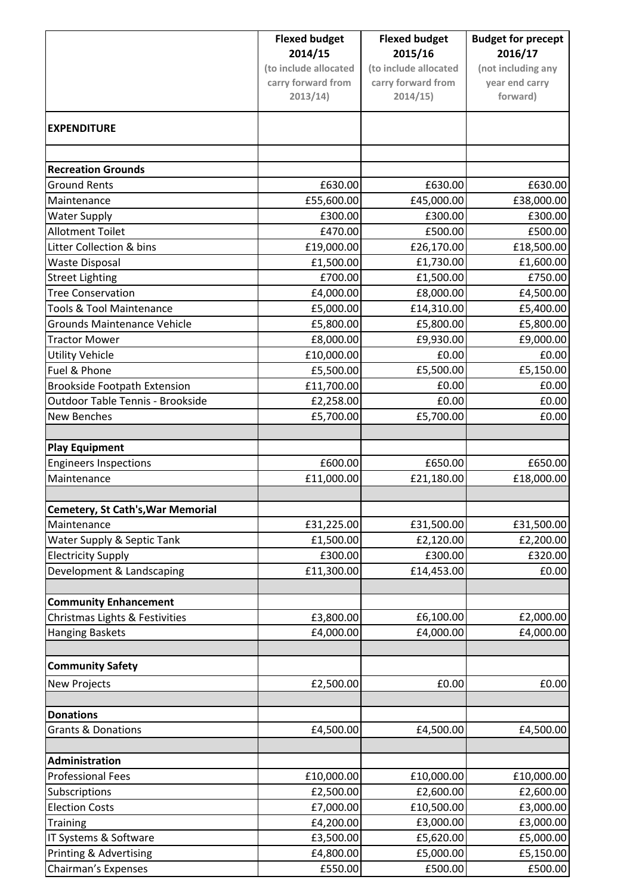| | **Flexed budget 2014/15** (to include allocated carry forward from 2013/14) | **Flexed budget 2015/16** (to include allocated carry forward from 2014/15) | **Budget for precept 2016/17** (not including any year end carry forward) |
|---|---|---|---|
| **EXPENDITURE** | | | |
| | | | |
| **Recreation Grounds** | | | |
| Ground Rents | £630.00 | £630.00 | £630.00 |
| Maintenance | £55,600.00 | £45,000.00 | £38,000.00 |
| Water Supply | £300.00 | £300.00 | £300.00 |
| Allotment Toilet | £470.00 | £500.00 | £500.00 |
| Litter Collection & bins | £19,000.00 | £26,170.00 | £18,500.00 |
| Waste Disposal | £1,500.00 | £1,730.00 | £1,600.00 |
| Street Lighting | £700.00 | £1,500.00 | £750.00 |
| Tree Conservation | £4,000.00 | £8,000.00 | £4,500.00 |
| Tools & Tool Maintenance | £5,000.00 | £14,310.00 | £5,400.00 |
| Grounds Maintenance Vehicle | £5,800.00 | £5,800.00 | £5,800.00 |
| Tractor Mower | £8,000.00 | £9,930.00 | £9,000.00 |
| Utility Vehicle | £10,000.00 | £0.00 | £0.00 |
| Fuel & Phone | £5,500.00 | £5,500.00 | £5,150.00 |
| Brookside Footpath Extension | £11,700.00 | £0.00 | £0.00 |
| Outdoor Table Tennis - Brookside | £2,258.00 | £0.00 | £0.00 |
| New Benches | £5,700.00 | £5,700.00 | £0.00 |
| | | | |
| **Play Equipment** | | | |
| Engineers Inspections | £600.00 | £650.00 | £650.00 |
| Maintenance | £11,000.00 | £21,180.00 | £18,000.00 |
| | | | |
| **Cemetery, St Cath's,War Memorial** | | | |
| Maintenance | £31,225.00 | £31,500.00 | £31,500.00 |
| Water Supply & Septic Tank | £1,500.00 | £2,120.00 | £2,200.00 |
| Electricity Supply | £300.00 | £300.00 | £320.00 |
| Development & Landscaping | £11,300.00 | £14,453.00 | £0.00 |
| | | | |
| **Community Enhancement** | | | |
| Christmas Lights & Festivities | £3,800.00 | £6,100.00 | £2,000.00 |
| Hanging Baskets | £4,000.00 | £4,000.00 | £4,000.00 |
| | | | |
| **Community Safety** | | | |
| New Projects | £2,500.00 | £0.00 | £0.00 |
| | | | |
| **Donations** | | | |
| Grants & Donations | £4,500.00 | £4,500.00 | £4,500.00 |
| | | | |
| **Administration** | | | |
| Professional Fees | £10,000.00 | £10,000.00 | £10,000.00 |
| Subscriptions | £2,500.00 | £2,600.00 | £2,600.00 |
| Election Costs | £7,000.00 | £10,500.00 | £3,000.00 |
| Training | £4,200.00 | £3,000.00 | £3,000.00 |
| IT Systems & Software | £3,500.00 | £5,620.00 | £5,000.00 |
| Printing & Advertising | £4,800.00 | £5,000.00 | £5,150.00 |
| Chairman's Expenses | £550.00 | £500.00 | £500.00 |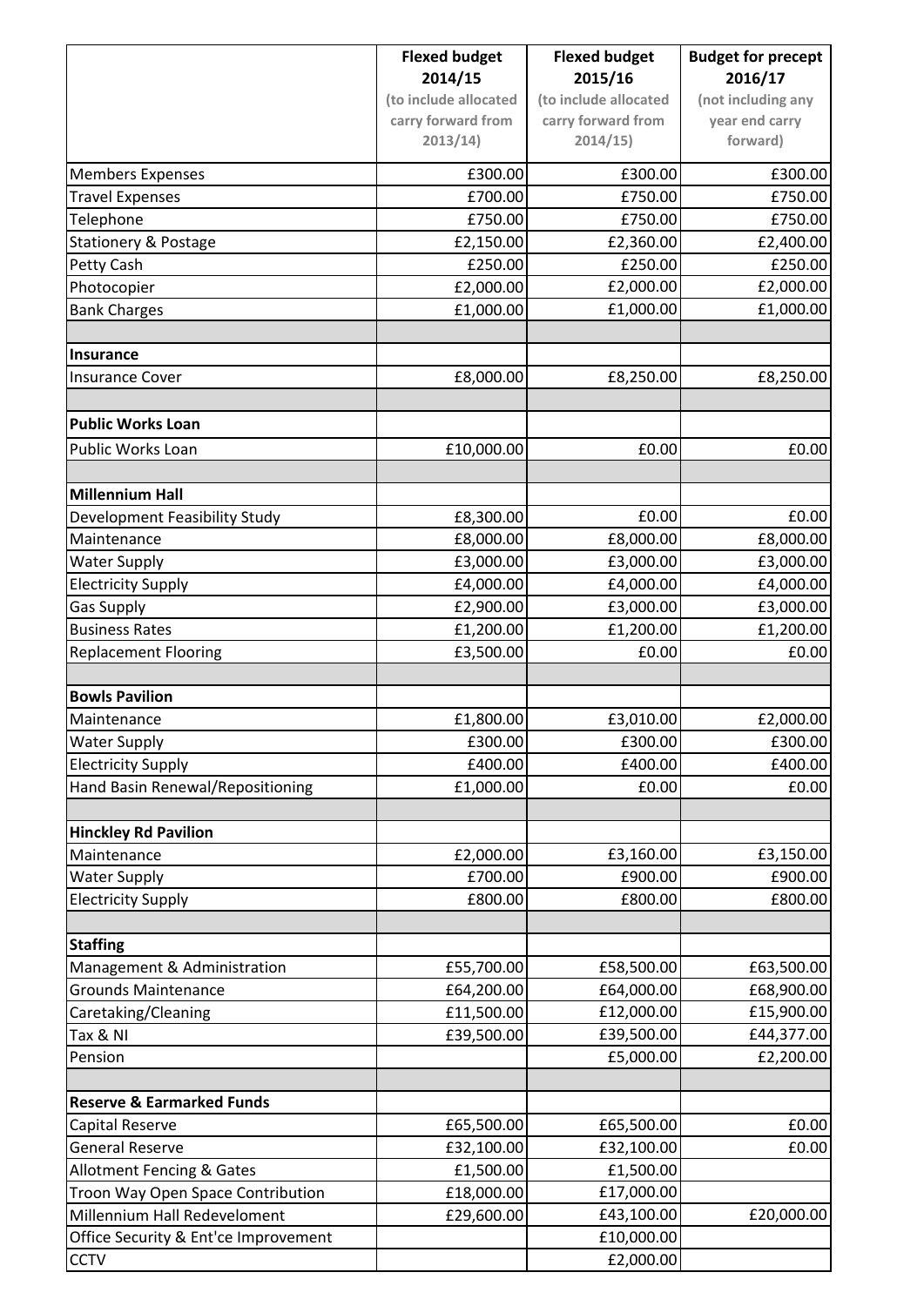| | Flexed budget 2014/15 (to include allocated carry forward from 2013/14) | Flexed budget 2015/16 (to include allocated carry forward from 2014/15) | Budget for precept 2016/17 (not including any year end carry forward) |
|---|---|---|---|
| Members Expenses | £300.00 | £300.00 | £300.00 |
| Travel Expenses | £700.00 | £750.00 | £750.00 |
| Telephone | £750.00 | £750.00 | £750.00 |
| Stationery & Postage | £2,150.00 | £2,360.00 | £2,400.00 |
| Petty Cash | £250.00 | £250.00 | £250.00 |
| Photocopier | £2,000.00 | £2,000.00 | £2,000.00 |
| Bank Charges | £1,000.00 | £1,000.00 | £1,000.00 |
| | | | |
| **Insurance** | | | |
| Insurance Cover | £8,000.00 | £8,250.00 | £8,250.00 |
| | | | |
| **Public Works Loan** | | | |
| Public Works Loan | £10,000.00 | £0.00 | £0.00 |
| | | | |
| **Millennium Hall** | | | |
| Development Feasibility Study | £8,300.00 | £0.00 | £0.00 |
| Maintenance | £8,000.00 | £8,000.00 | £8,000.00 |
| Water Supply | £3,000.00 | £3,000.00 | £3,000.00 |
| Electricity Supply | £4,000.00 | £4,000.00 | £4,000.00 |
| Gas Supply | £2,900.00 | £3,000.00 | £3,000.00 |
| Business Rates | £1,200.00 | £1,200.00 | £1,200.00 |
| Replacement Flooring | £3,500.00 | £0.00 | £0.00 |
| | | | |
| **Bowls Pavilion** | | | |
| Maintenance | £1,800.00 | £3,010.00 | £2,000.00 |
| Water Supply | £300.00 | £300.00 | £300.00 |
| Electricity Supply | £400.00 | £400.00 | £400.00 |
| Hand Basin Renewal/Repositioning | £1,000.00 | £0.00 | £0.00 |
| | | | |
| **Hinckley Rd Pavilion** | | | |
| Maintenance | £2,000.00 | £3,160.00 | £3,150.00 |
| Water Supply | £700.00 | £900.00 | £900.00 |
| Electricity Supply | £800.00 | £800.00 | £800.00 |
| | | | |
| **Staffing** | | | |
| Management & Administration | £55,700.00 | £58,500.00 | £63,500.00 |
| Grounds Maintenance | £64,200.00 | £64,000.00 | £68,900.00 |
| Caretaking/Cleaning | £11,500.00 | £12,000.00 | £15,900.00 |
| Tax & NI | £39,500.00 | £39,500.00 | £44,377.00 |
| Pension | | £5,000.00 | £2,200.00 |
| | | | |
| **Reserve & Earmarked Funds** | | | |
| Capital Reserve | £65,500.00 | £65,500.00 | £0.00 |
| General Reserve | £32,100.00 | £32,100.00 | £0.00 |
| Allotment Fencing & Gates | £1,500.00 | £1,500.00 | |
| Troon Way Open Space Contribution | £18,000.00 | £17,000.00 | |
| Millennium Hall Redeveloment | £29,600.00 | £43,100.00 | £20,000.00 |
| Office Security & Ent'ce Improvement | | £10,000.00 | |
| CCTV | | £2,000.00 | |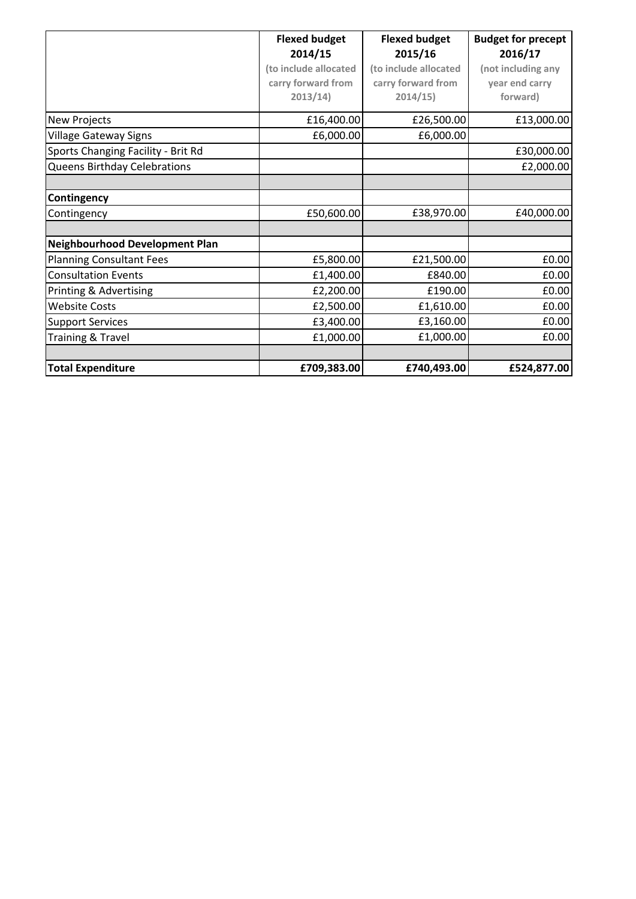| | Flexed budget 2014/15 (to include allocated carry forward from 2013/14) | Flexed budget 2015/16 (to include allocated carry forward from 2014/15) | Budget for precept 2016/17 (not including any year end carry forward) |
|---|---|---|---|
| New Projects | £16,400.00 | £26,500.00 | £13,000.00 |
| Village Gateway Signs | £6,000.00 | £6,000.00 | |
| Sports Changing Facility - Brit Rd | | | £30,000.00 |
| Queens Birthday Celebrations | | | £2,000.00 |
| | | | |
| **Contingency** | | | |
| Contingency | £50,600.00 | £38,970.00 | £40,000.00 |
| | | | |
| **Neighbourhood Development Plan** | | | |
| Planning Consultant Fees | £5,800.00 | £21,500.00 | £0.00 |
| Consultation Events | £1,400.00 | £840.00 | £0.00 |
| Printing & Advertising | £2,200.00 | £190.00 | £0.00 |
| Website Costs | £2,500.00 | £1,610.00 | £0.00 |
| Support Services | £3,400.00 | £3,160.00 | £0.00 |
| Training & Travel | £1,000.00 | £1,000.00 | £0.00 |
| | | | |
| **Total Expenditure** | **£709,383.00** | **£740,493.00** | **£524,877.00** |